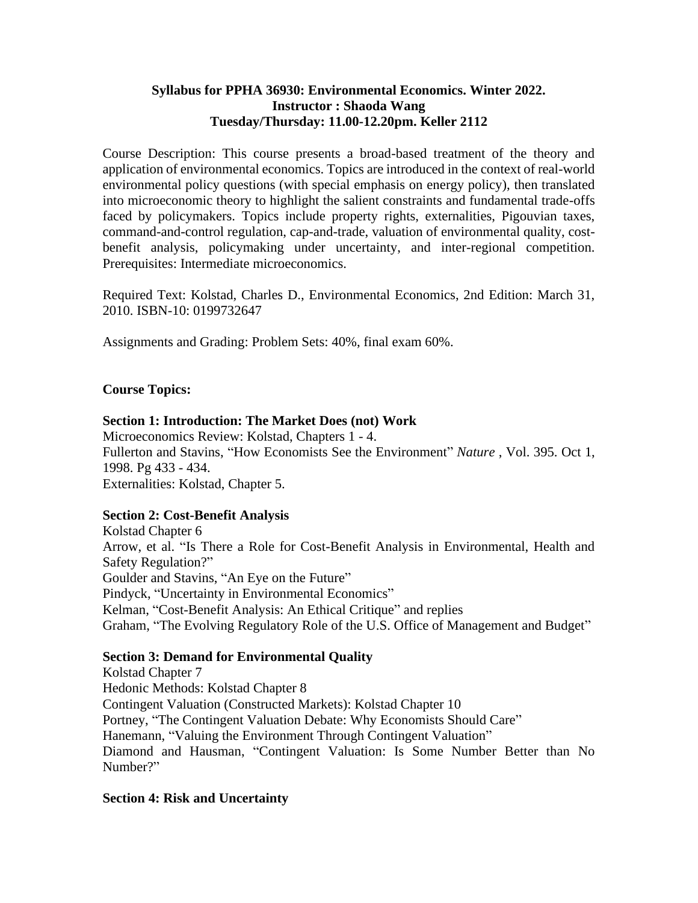**Syllabus for PPHA 36930: Environmental Economics. Winter 2022.**
**Instructor : Shaoda Wang**
**Tuesday/Thursday: 11.00-12.20pm. Keller 2112**

Course Description: This course presents a broad-based treatment of the theory and application of environmental economics. Topics are introduced in the context of real-world environmental policy questions (with special emphasis on energy policy), then translated into microeconomic theory to highlight the salient constraints and fundamental trade-offs faced by policymakers. Topics include property rights, externalities, Pigouvian taxes, command-and-control regulation, cap-and-trade, valuation of environmental quality, cost-benefit analysis, policymaking under uncertainty, and inter-regional competition. Prerequisites: Intermediate microeconomics.

Required Text: Kolstad, Charles D., Environmental Economics, 2nd Edition: March 31, 2010. ISBN-10: 0199732647

Assignments and Grading: Problem Sets: 40%, final exam 60%.

**Course Topics:**

**Section 1: Introduction: The Market Does (not) Work**

Microeconomics Review: Kolstad, Chapters 1 - 4.
Fullerton and Stavins, "How Economists See the Environment" *Nature* , Vol. 395. Oct 1, 1998. Pg 433 - 434.
Externalities: Kolstad, Chapter 5.

**Section 2: Cost-Benefit Analysis**

Kolstad Chapter 6
Arrow, et al. "Is There a Role for Cost-Benefit Analysis in Environmental, Health and Safety Regulation?"
Goulder and Stavins, "An Eye on the Future"
Pindyck, "Uncertainty in Environmental Economics"
Kelman, "Cost-Benefit Analysis: An Ethical Critique" and replies
Graham, "The Evolving Regulatory Role of the U.S. Office of Management and Budget"

**Section 3: Demand for Environmental Quality**

Kolstad Chapter 7
Hedonic Methods: Kolstad Chapter 8
Contingent Valuation (Constructed Markets): Kolstad Chapter 10
Portney, "The Contingent Valuation Debate: Why Economists Should Care"
Hanemann, "Valuing the Environment Through Contingent Valuation"
Diamond and Hausman, "Contingent Valuation: Is Some Number Better than No Number?"

**Section 4: Risk and Uncertainty**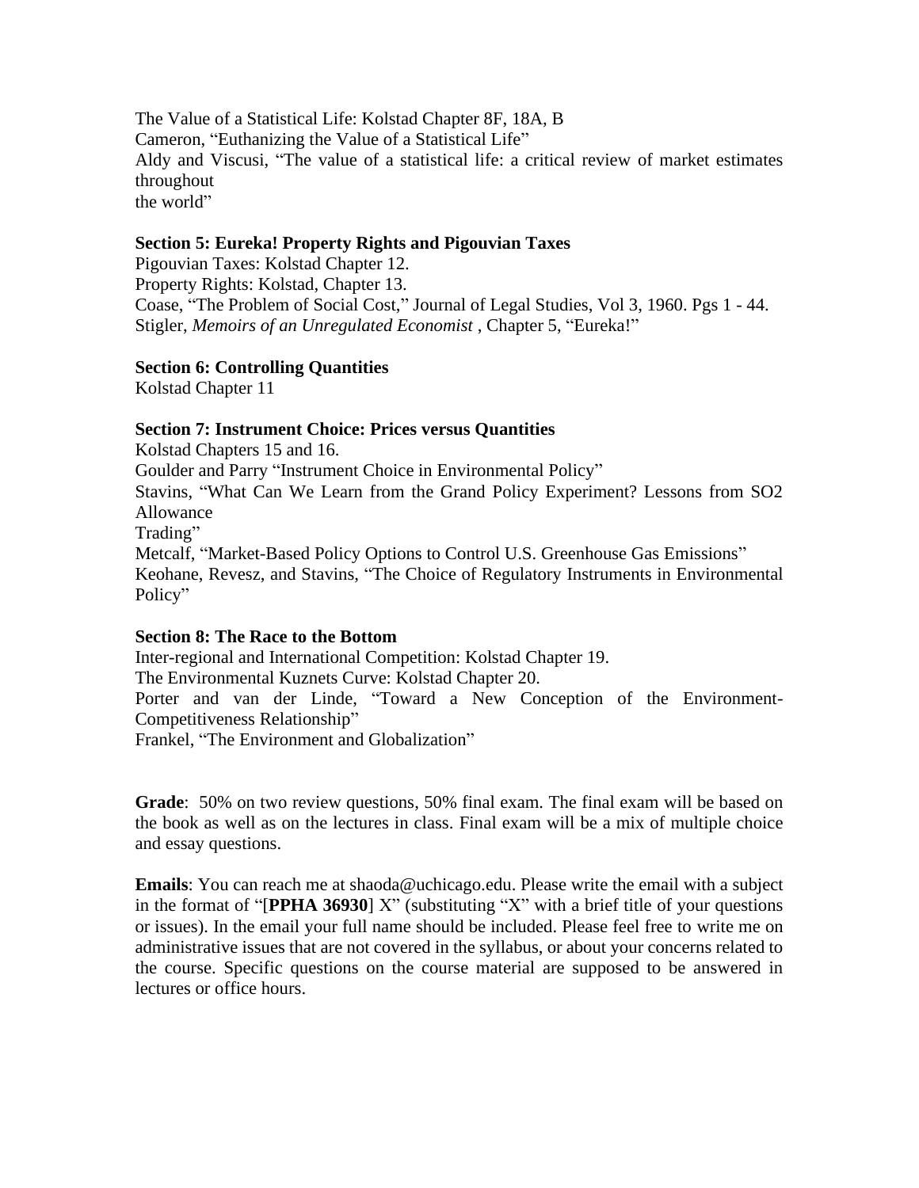The Value of a Statistical Life: Kolstad Chapter 8F, 18A, B
Cameron, "Euthanizing the Value of a Statistical Life"
Aldy and Viscusi, "The value of a statistical life: a critical review of market estimates throughout
the world"

**Section 5: Eureka! Property Rights and Pigouvian Taxes**
Pigouvian Taxes: Kolstad Chapter 12.
Property Rights: Kolstad, Chapter 13.
Coase, "The Problem of Social Cost," Journal of Legal Studies, Vol 3, 1960. Pgs 1 - 44.
Stigler, *Memoirs of an Unregulated Economist* , Chapter 5, "Eureka!"

**Section 6: Controlling Quantities**
Kolstad Chapter 11

**Section 7: Instrument Choice: Prices versus Quantities**
Kolstad Chapters 15 and 16.
Goulder and Parry "Instrument Choice in Environmental Policy"
Stavins, "What Can We Learn from the Grand Policy Experiment? Lessons from SO2 Allowance
Trading"
Metcalf, "Market-Based Policy Options to Control U.S. Greenhouse Gas Emissions"
Keohane, Revesz, and Stavins, "The Choice of Regulatory Instruments in Environmental Policy"

**Section 8: The Race to the Bottom**
Inter-regional and International Competition: Kolstad Chapter 19.
The Environmental Kuznets Curve: Kolstad Chapter 20.
Porter and van der Linde, "Toward a New Conception of the Environment-Competitiveness Relationship"
Frankel, "The Environment and Globalization"

**Grade**: 50% on two review questions, 50% final exam. The final exam will be based on the book as well as on the lectures in class. Final exam will be a mix of multiple choice and essay questions.

**Emails**: You can reach me at shaoda@uchicago.edu. Please write the email with a subject in the format of "[**PPHA 36930**] X" (substituting "X" with a brief title of your questions or issues). In the email your full name should be included. Please feel free to write me on administrative issues that are not covered in the syllabus, or about your concerns related to the course. Specific questions on the course material are supposed to be answered in lectures or office hours.